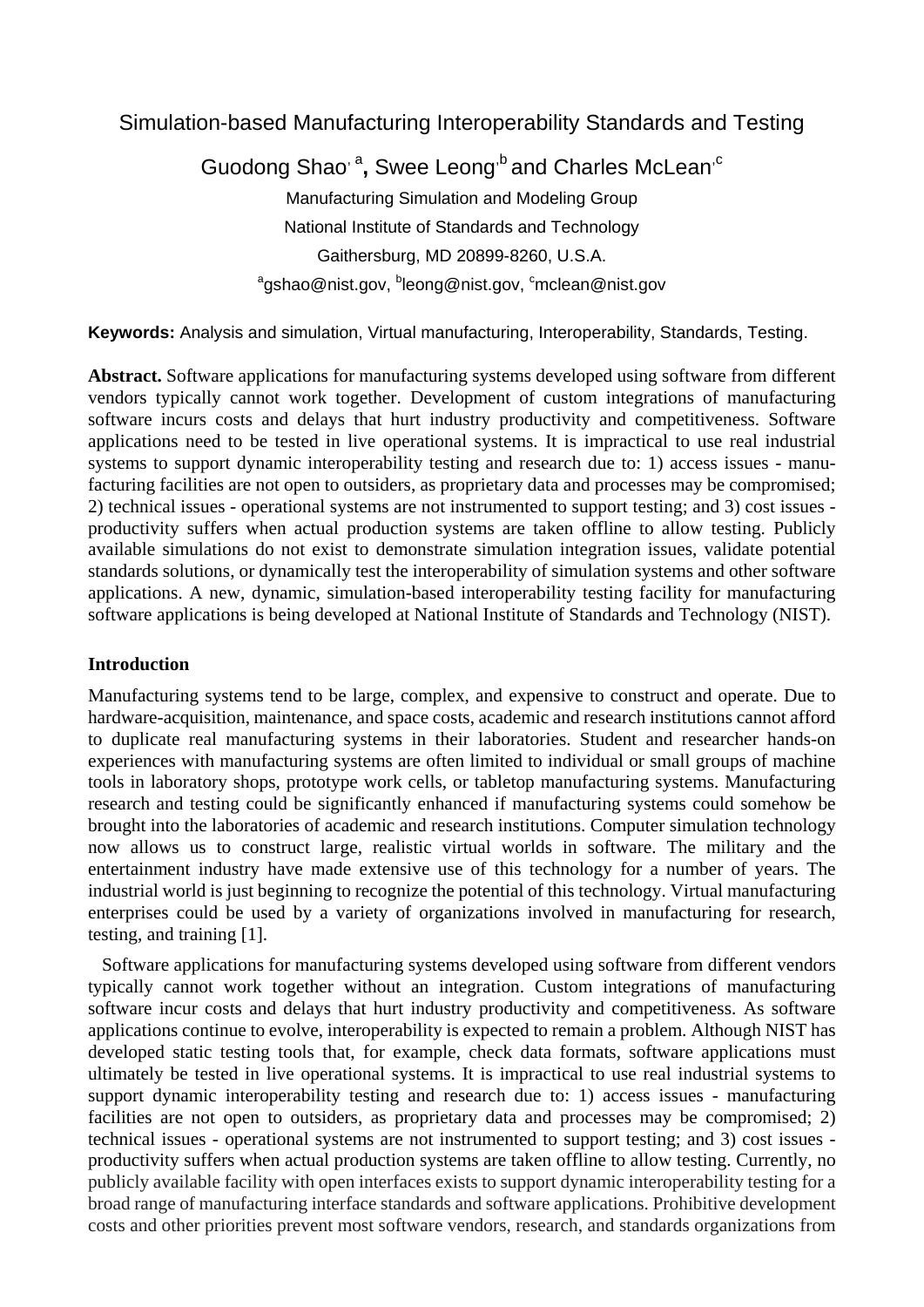# Simulation-based Manufacturing Interoperability Standards and Testing

Guodong Shao[a], Swee Leong[b] and Charles McLean[c]

Manufacturing Simulation and Modeling Group

National Institute of Standards and Technology

Gaithersburg, MD 20899-8260, U.S.A.

[a]gshao@nist.gov, [b]leong@nist.gov, [c]mclean@nist.gov

**Keywords:** Analysis and simulation, Virtual manufacturing, Interoperability, Standards, Testing.

**Abstract.** Software applications for manufacturing systems developed using software from different vendors typically cannot work together. Development of custom integrations of manufacturing software incurs costs and delays that hurt industry productivity and competitiveness. Software applications need to be tested in live operational systems. It is impractical to use real industrial systems to support dynamic interoperability testing and research due to: 1) access issues - manufacturing facilities are not open to outsiders, as proprietary data and processes may be compromised; 2) technical issues - operational systems are not instrumented to support testing; and 3) cost issues - productivity suffers when actual production systems are taken offline to allow testing. Publicly available simulations do not exist to demonstrate simulation integration issues, validate potential standards solutions, or dynamically test the interoperability of simulation systems and other software applications. A new, dynamic, simulation-based interoperability testing facility for manufacturing software applications is being developed at National Institute of Standards and Technology (NIST).

## Introduction

Manufacturing systems tend to be large, complex, and expensive to construct and operate. Due to hardware-acquisition, maintenance, and space costs, academic and research institutions cannot afford to duplicate real manufacturing systems in their laboratories. Student and researcher hands-on experiences with manufacturing systems are often limited to individual or small groups of machine tools in laboratory shops, prototype work cells, or tabletop manufacturing systems. Manufacturing research and testing could be significantly enhanced if manufacturing systems could somehow be brought into the laboratories of academic and research institutions. Computer simulation technology now allows us to construct large, realistic virtual worlds in software. The military and the entertainment industry have made extensive use of this technology for a number of years. The industrial world is just beginning to recognize the potential of this technology. Virtual manufacturing enterprises could be used by a variety of organizations involved in manufacturing for research, testing, and training [1].

Software applications for manufacturing systems developed using software from different vendors typically cannot work together without an integration. Custom integrations of manufacturing software incur costs and delays that hurt industry productivity and competitiveness. As software applications continue to evolve, interoperability is expected to remain a problem. Although NIST has developed static testing tools that, for example, check data formats, software applications must ultimately be tested in live operational systems. It is impractical to use real industrial systems to support dynamic interoperability testing and research due to: 1) access issues - manufacturing facilities are not open to outsiders, as proprietary data and processes may be compromised; 2) technical issues - operational systems are not instrumented to support testing; and 3) cost issues - productivity suffers when actual production systems are taken offline to allow testing. Currently, no publicly available facility with open interfaces exists to support dynamic interoperability testing for a broad range of manufacturing interface standards and software applications. Prohibitive development costs and other priorities prevent most software vendors, research, and standards organizations from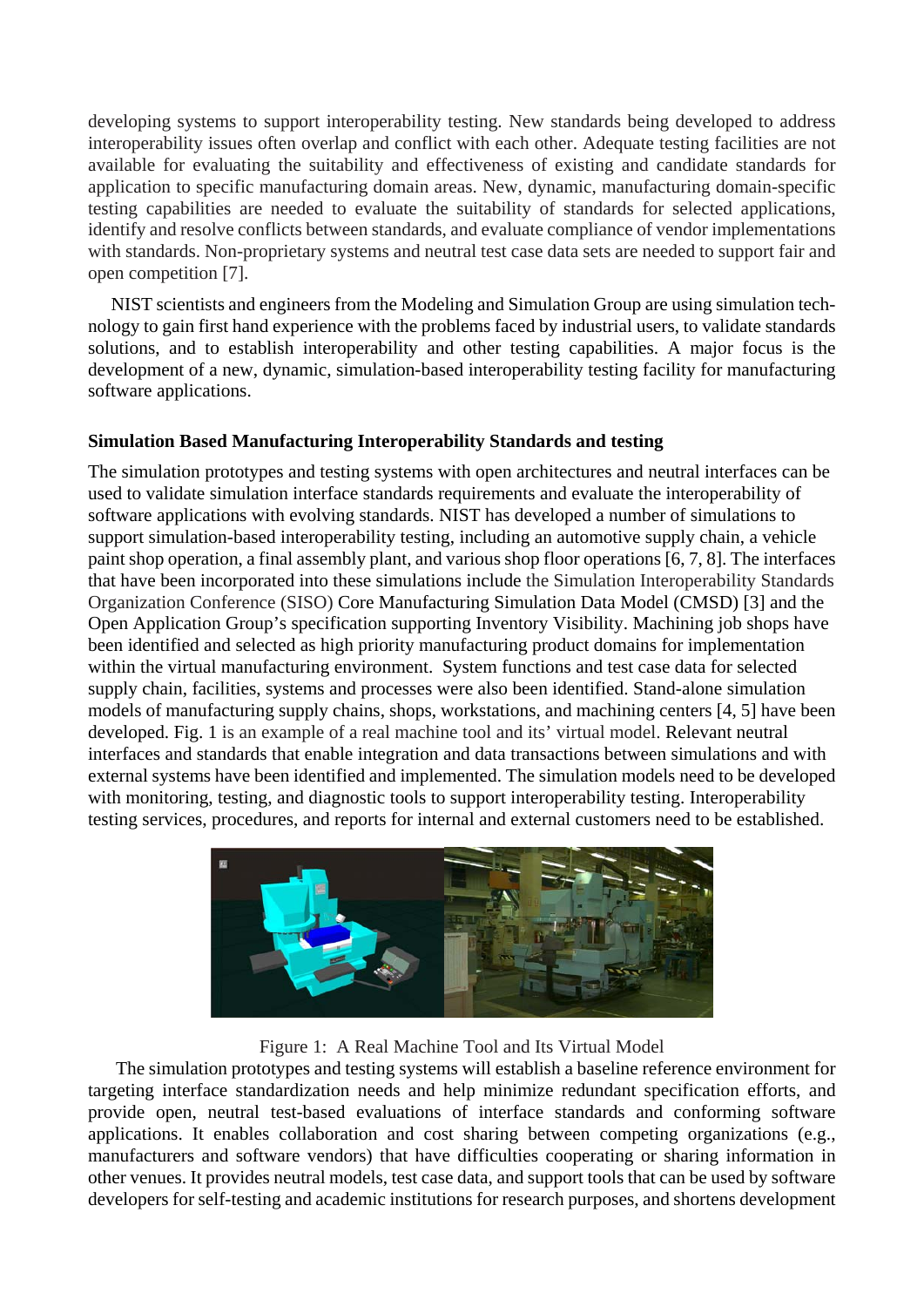developing systems to support interoperability testing. New standards being developed to address interoperability issues often overlap and conflict with each other. Adequate testing facilities are not available for evaluating the suitability and effectiveness of existing and candidate standards for application to specific manufacturing domain areas. New, dynamic, manufacturing domain-specific testing capabilities are needed to evaluate the suitability of standards for selected applications, identify and resolve conflicts between standards, and evaluate compliance of vendor implementations with standards. Non-proprietary systems and neutral test case data sets are needed to support fair and open competition [7].

NIST scientists and engineers from the Modeling and Simulation Group are using simulation technology to gain first hand experience with the problems faced by industrial users, to validate standards solutions, and to establish interoperability and other testing capabilities. A major focus is the development of a new, dynamic, simulation-based interoperability testing facility for manufacturing software applications.

**Simulation Based Manufacturing Interoperability Standards and testing**

The simulation prototypes and testing systems with open architectures and neutral interfaces can be used to validate simulation interface standards requirements and evaluate the interoperability of software applications with evolving standards. NIST has developed a number of simulations to support simulation-based interoperability testing, including an automotive supply chain, a vehicle paint shop operation, a final assembly plant, and various shop floor operations [6, 7, 8]. The interfaces that have been incorporated into these simulations include the Simulation Interoperability Standards Organization Conference (SISO) Core Manufacturing Simulation Data Model (CMSD) [3] and the Open Application Group's specification supporting Inventory Visibility. Machining job shops have been identified and selected as high priority manufacturing product domains for implementation within the virtual manufacturing environment. System functions and test case data for selected supply chain, facilities, systems and processes were also been identified. Stand-alone simulation models of manufacturing supply chains, shops, workstations, and machining centers [4, 5] have been developed. Fig. 1 is an example of a real machine tool and its' virtual model. Relevant neutral interfaces and standards that enable integration and data transactions between simulations and with external systems have been identified and implemented. The simulation models need to be developed with monitoring, testing, and diagnostic tools to support interoperability testing. Interoperability testing services, procedures, and reports for internal and external customers need to be established.

Figure 1: A Real Machine Tool and Its Virtual Model

The simulation prototypes and testing systems will establish a baseline reference environment for targeting interface standardization needs and help minimize redundant specification efforts, and provide open, neutral test-based evaluations of interface standards and conforming software applications. It enables collaboration and cost sharing between competing organizations (e.g., manufacturers and software vendors) that have difficulties cooperating or sharing information in other venues. It provides neutral models, test case data, and support tools that can be used by software developers for self-testing and academic institutions for research purposes, and shortens development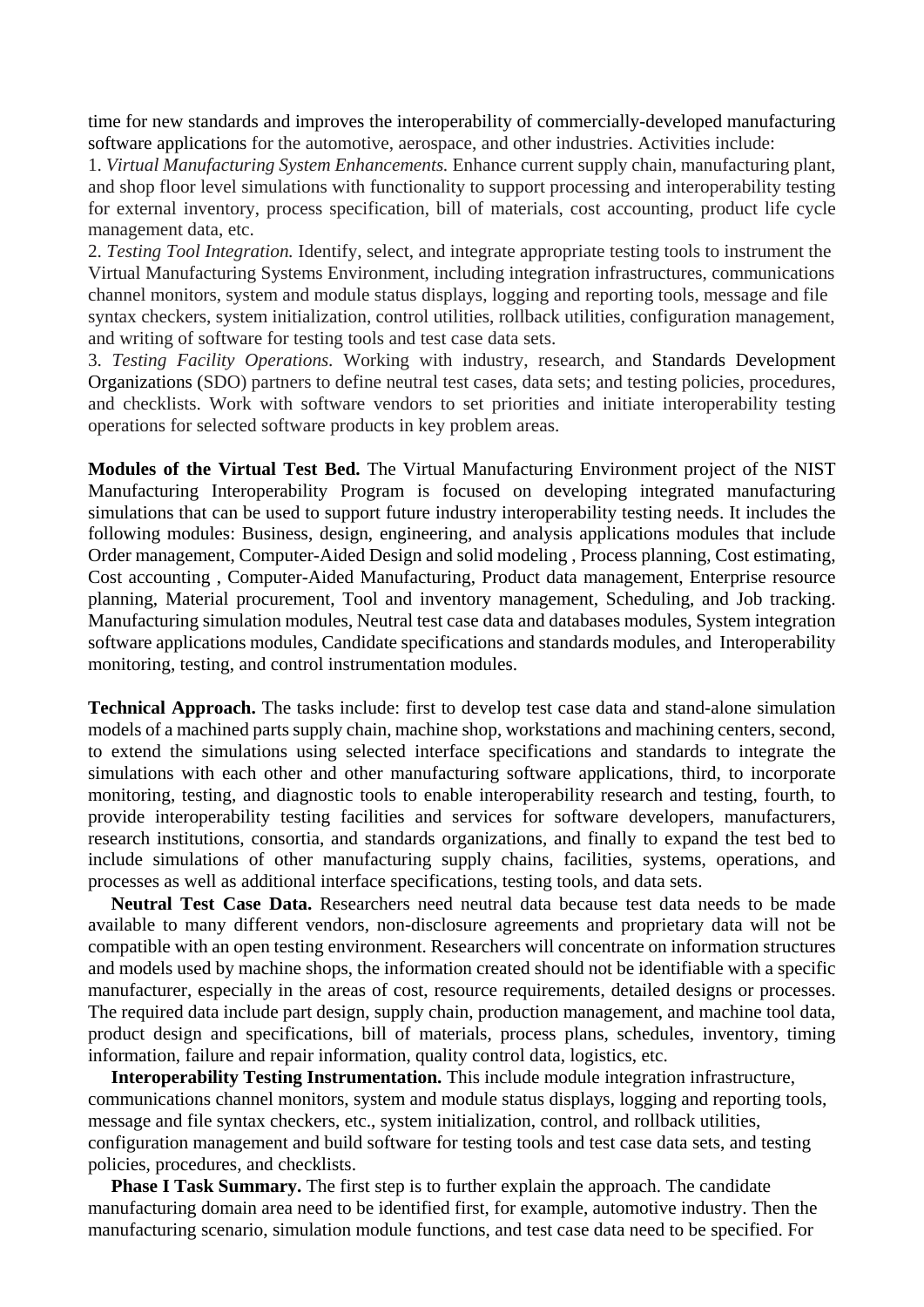time for new standards and improves the interoperability of commercially-developed manufacturing software applications for the automotive, aerospace, and other industries. Activities include:

1. *Virtual Manufacturing System Enhancements.* Enhance current supply chain, manufacturing plant, and shop floor level simulations with functionality to support processing and interoperability testing for external inventory, process specification, bill of materials, cost accounting, product life cycle management data, etc.
2. *Testing Tool Integration.* Identify, select, and integrate appropriate testing tools to instrument the Virtual Manufacturing Systems Environment, including integration infrastructures, communications channel monitors, system and module status displays, logging and reporting tools, message and file syntax checkers, system initialization, control utilities, rollback utilities, configuration management, and writing of software for testing tools and test case data sets.
3. *Testing Facility Operations.* Working with industry, research, and Standards Development Organizations (SDO) partners to define neutral test cases, data sets; and testing policies, procedures, and checklists. Work with software vendors to set priorities and initiate interoperability testing operations for selected software products in key problem areas.

**Modules of the Virtual Test Bed.** The Virtual Manufacturing Environment project of the NIST Manufacturing Interoperability Program is focused on developing integrated manufacturing simulations that can be used to support future industry interoperability testing needs. It includes the following modules: Business, design, engineering, and analysis applications modules that include Order management, Computer-Aided Design and solid modeling , Process planning, Cost estimating, Cost accounting , Computer-Aided Manufacturing, Product data management, Enterprise resource planning, Material procurement, Tool and inventory management, Scheduling, and Job tracking. Manufacturing simulation modules, Neutral test case data and databases modules, System integration software applications modules, Candidate specifications and standards modules, and Interoperability monitoring, testing, and control instrumentation modules.

**Technical Approach.** The tasks include: first to develop test case data and stand-alone simulation models of a machined parts supply chain, machine shop, workstations and machining centers, second, to extend the simulations using selected interface specifications and standards to integrate the simulations with each other and other manufacturing software applications, third, to incorporate monitoring, testing, and diagnostic tools to enable interoperability research and testing, fourth, to provide interoperability testing facilities and services for software developers, manufacturers, research institutions, consortia, and standards organizations, and finally to expand the test bed to include simulations of other manufacturing supply chains, facilities, systems, operations, and processes as well as additional interface specifications, testing tools, and data sets.

**Neutral Test Case Data.** Researchers need neutral data because test data needs to be made available to many different vendors, non-disclosure agreements and proprietary data will not be compatible with an open testing environment. Researchers will concentrate on information structures and models used by machine shops, the information created should not be identifiable with a specific manufacturer, especially in the areas of cost, resource requirements, detailed designs or processes. The required data include part design, supply chain, production management, and machine tool data, product design and specifications, bill of materials, process plans, schedules, inventory, timing information, failure and repair information, quality control data, logistics, etc.

**Interoperability Testing Instrumentation.** This include module integration infrastructure, communications channel monitors, system and module status displays, logging and reporting tools, message and file syntax checkers, etc., system initialization, control, and rollback utilities, configuration management and build software for testing tools and test case data sets, and testing policies, procedures, and checklists.

**Phase I Task Summary.** The first step is to further explain the approach. The candidate manufacturing domain area need to be identified first, for example, automotive industry. Then the manufacturing scenario, simulation module functions, and test case data need to be specified. For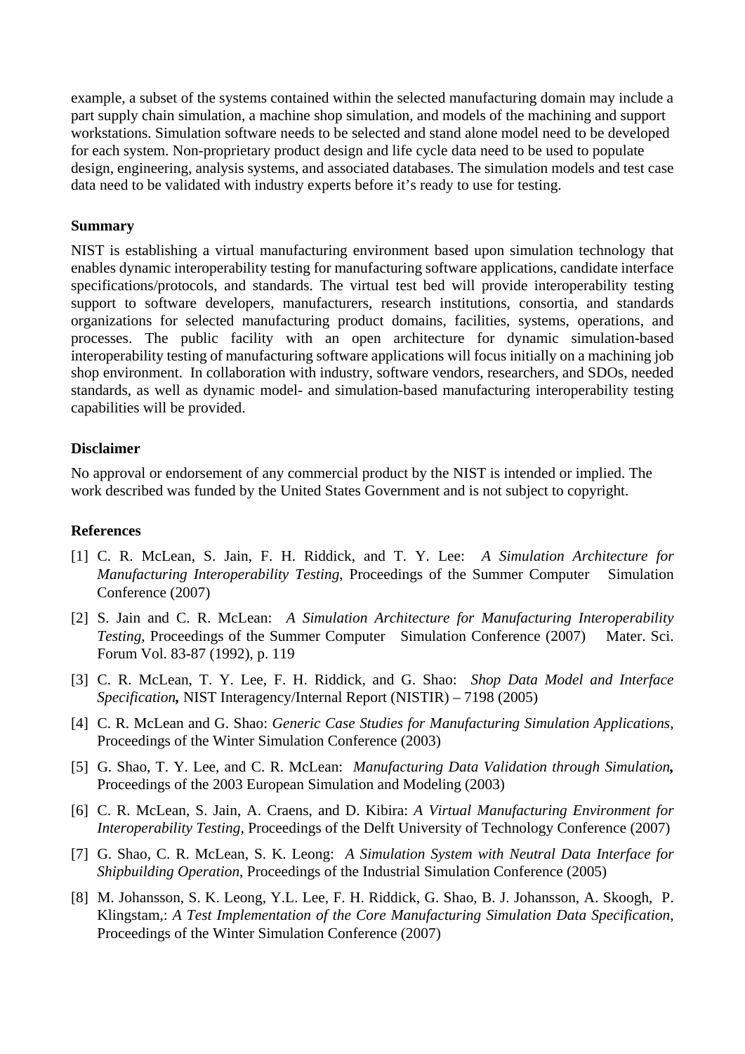example, a subset of the systems contained within the selected manufacturing domain may include a part supply chain simulation, a machine shop simulation, and models of the machining and support workstations. Simulation software needs to be selected and stand alone model need to be developed for each system. Non-proprietary product design and life cycle data need to be used to populate design, engineering, analysis systems, and associated databases. The simulation models and test case data need to be validated with industry experts before it's ready to use for testing.

**Summary**

NIST is establishing a virtual manufacturing environment based upon simulation technology that enables dynamic interoperability testing for manufacturing software applications, candidate interface specifications/protocols, and standards. The virtual test bed will provide interoperability testing support to software developers, manufacturers, research institutions, consortia, and standards organizations for selected manufacturing product domains, facilities, systems, operations, and processes. The public facility with an open architecture for dynamic simulation-based interoperability testing of manufacturing software applications will focus initially on a machining job shop environment. In collaboration with industry, software vendors, researchers, and SDOs, needed standards, as well as dynamic model- and simulation-based manufacturing interoperability testing capabilities will be provided.

**Disclaimer**

No approval or endorsement of any commercial product by the NIST is intended or implied. The work described was funded by the United States Government and is not subject to copyright.

**References**

[1] C. R. McLean, S. Jain, F. H. Riddick, and T. Y. Lee: *A Simulation Architecture for Manufacturing Interoperability Testing*, Proceedings of the Summer Computer Simulation Conference (2007)

[2] S. Jain and C. R. McLean: *A Simulation Architecture for Manufacturing Interoperability Testing*, Proceedings of the Summer Computer Simulation Conference (2007) Mater. Sci. Forum Vol. 83-87 (1992), p. 119

[3] C. R. McLean, T. Y. Lee, F. H. Riddick, and G. Shao: *Shop Data Model and Interface Specification***,** NIST Interagency/Internal Report (NISTIR) – 7198 (2005)

[4] C. R. McLean and G. Shao: *Generic Case Studies for Manufacturing Simulation Applications*, Proceedings of the Winter Simulation Conference (2003)

[5] G. Shao, T. Y. Lee, and C. R. McLean: *Manufacturing Data Validation through Simulation***,** Proceedings of the 2003 European Simulation and Modeling (2003)

[6] C. R. McLean, S. Jain, A. Craens, and D. Kibira: *A Virtual Manufacturing Environment for Interoperability Testing,* Proceedings of the Delft University of Technology Conference (2007)

[7] G. Shao, C. R. McLean, S. K. Leong: *A Simulation System with Neutral Data Interface for Shipbuilding Operation*, Proceedings of the Industrial Simulation Conference (2005)

[8] M. Johansson, S. K. Leong, Y.L. Lee, F. H. Riddick, G. Shao, B. J. Johansson, A. Skoogh, P. Klingstam,: *A Test Implementation of the Core Manufacturing Simulation Data Specification*, Proceedings of the Winter Simulation Conference (2007)